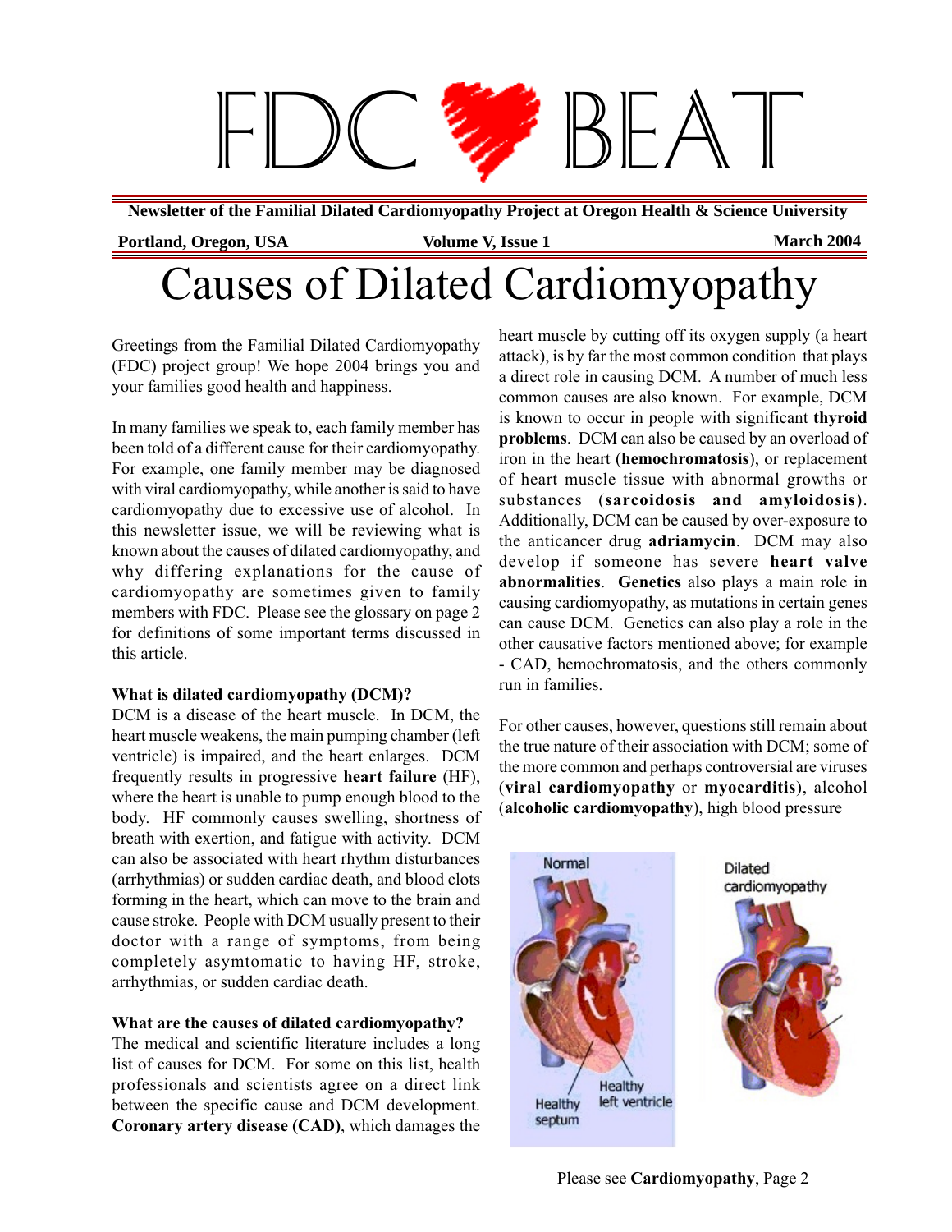# FDC BEAT

**Newsletter of the Familial Dilated Cardiomyopathy Project at Oregon Health & Science University**

**Portland, Oregon, USA** **Volume V, Issue 1** **March 2004**

# Causes of Dilated Cardiomyopathy

Greetings from the Familial Dilated Cardiomyopathy (FDC) project group! We hope 2004 brings you and your families good health and happiness.

In many families we speak to, each family member has been told of a different cause for their cardiomyopathy. For example, one family member may be diagnosed with viral cardiomyopathy, while another is said to have cardiomyopathy due to excessive use of alcohol. In this newsletter issue, we will be reviewing what is known about the causes of dilated cardiomyopathy, and why differing explanations for the cause of cardiomyopathy are sometimes given to family members with FDC. Please see the glossary on page 2 for definitions of some important terms discussed in this article.

### What is dilated cardiomyopathy (DCM)?

DCM is a disease of the heart muscle. In DCM, the heart muscle weakens, the main pumping chamber (left ventricle) is impaired, and the heart enlarges. DCM frequently results in progressive **heart failure** (HF), where the heart is unable to pump enough blood to the body. HF commonly causes swelling, shortness of breath with exertion, and fatigue with activity. DCM can also be associated with heart rhythm disturbances (arrhythmias) or sudden cardiac death, and blood clots forming in the heart, which can move to the brain and cause stroke. People with DCM usually present to their doctor with a range of symptoms, from being completely asymtomatic to having HF, stroke, arrhythmias, or sudden cardiac death.

### What are the causes of dilated cardiomyopathy?

The medical and scientific literature includes a long list of causes for DCM. For some on this list, health professionals and scientists agree on a direct link between the specific cause and DCM development. **Coronary artery disease (CAD)**, which damages the heart muscle by cutting off its oxygen supply (a heart attack), is by far the most common condition that plays a direct role in causing DCM. A number of much less common causes are also known. For example, DCM is known to occur in people with significant **thyroid problems**. DCM can also be caused by an overload of iron in the heart (**hemochromatosis**), or replacement of heart muscle tissue with abnormal growths or substances (**sarcoidosis and amyloidosis**). Additionally, DCM can be caused by over-exposure to the anticancer drug **adriamycin**. DCM may also develop if someone has severe **heart valve abnormalities**. **Genetics** also plays a main role in causing cardiomyopathy, as mutations in certain genes can cause DCM. Genetics can also play a role in the other causative factors mentioned above; for example - CAD, hemochromatosis, and the others commonly run in families.

For other causes, however, questions still remain about the true nature of their association with DCM; some of the more common and perhaps controversial are viruses (**viral cardiomyopathy** or **myocarditis**), alcohol (**alcoholic cardiomyopathy**), high blood pressure

Normal — Healthy septum — Healthy left ventricle

Dilated cardiomyopathy

Please see **Cardiomyopathy**, Page 2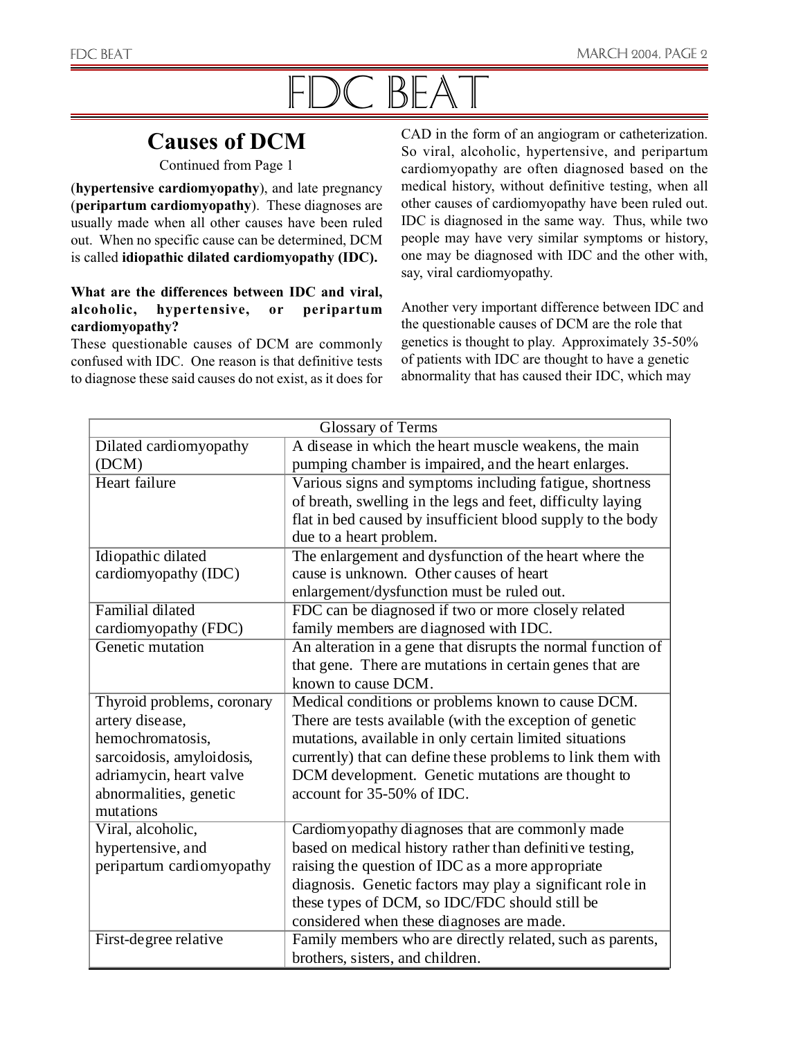# FDC BEAT

## Causes of DCM

Continued from Page 1

(**hypertensive cardiomyopathy**), and late pregnancy (**peripartum cardiomyopathy**). These diagnoses are usually made when all other causes have been ruled out. When no specific cause can be determined, DCM is called **idiopathic dilated cardiomyopathy (IDC).**

**What are the differences between IDC and viral, alcoholic, hypertensive, or peripartum cardiomyopathy?**

These questionable causes of DCM are commonly confused with IDC. One reason is that definitive tests to diagnose these said causes do not exist, as it does for CAD in the form of an angiogram or catheterization. So viral, alcoholic, hypertensive, and peripartum cardiomyopathy are often diagnosed based on the medical history, without definitive testing, when all other causes of cardiomyopathy have been ruled out. IDC is diagnosed in the same way. Thus, while two people may have very similar symptoms or history, one may be diagnosed with IDC and the other with, say, viral cardiomyopathy.

Another very important difference between IDC and the questionable causes of DCM are the role that genetics is thought to play. Approximately 35-50% of patients with IDC are thought to have a genetic abnormality that has caused their IDC, which may

| Glossary of Terms | |
|---|---|
| Dilated cardiomyopathy (DCM) | A disease in which the heart muscle weakens, the main pumping chamber is impaired, and the heart enlarges. |
| Heart failure | Various signs and symptoms including fatigue, shortness of breath, swelling in the legs and feet, difficulty laying flat in bed caused by insufficient blood supply to the body due to a heart problem. |
| Idiopathic dilated cardiomyopathy (IDC) | The enlargement and dysfunction of the heart where the cause is unknown. Other causes of heart enlargement/dysfunction must be ruled out. |
| Familial dilated cardiomyopathy (FDC) | FDC can be diagnosed if two or more closely related family members are diagnosed with IDC. |
| Genetic mutation | An alteration in a gene that disrupts the normal function of that gene. There are mutations in certain genes that are known to cause DCM. |
| Thyroid problems, coronary artery disease, hemochromatosis, sarcoidosis, amyloidosis, adriamycin, heart valve abnormalities, genetic mutations | Medical conditions or problems known to cause DCM. There are tests available (with the exception of genetic mutations, available in only certain limited situations currently) that can define these problems to link them with DCM development. Genetic mutations are thought to account for 35-50% of IDC. |
| Viral, alcoholic, hypertensive, and peripartum cardiomyopathy | Cardiomyopathy diagnoses that are commonly made based on medical history rather than definitive testing, raising the question of IDC as a more appropriate diagnosis. Genetic factors may play a significant role in these types of DCM, so IDC/FDC should still be considered when these diagnoses are made. |
| First-degree relative | Family members who are directly related, such as parents, brothers, sisters, and children. |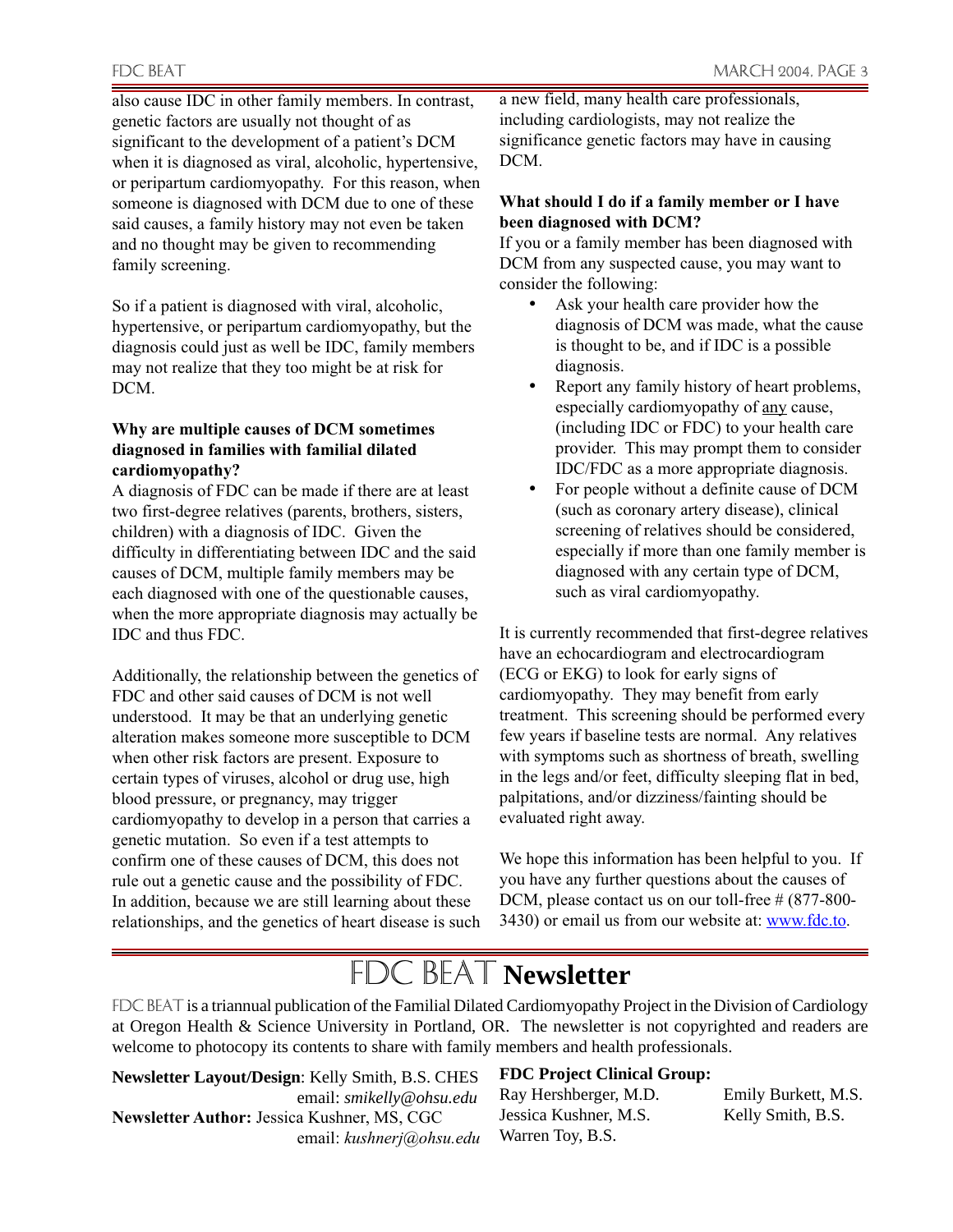also cause IDC in other family members. In contrast, genetic factors are usually not thought of as significant to the development of a patient's DCM when it is diagnosed as viral, alcoholic, hypertensive, or peripartum cardiomyopathy. For this reason, when someone is diagnosed with DCM due to one of these said causes, a family history may not even be taken and no thought may be given to recommending family screening.

So if a patient is diagnosed with viral, alcoholic, hypertensive, or peripartum cardiomyopathy, but the diagnosis could just as well be IDC, family members may not realize that they too might be at risk for DCM.

**Why are multiple causes of DCM sometimes diagnosed in families with familial dilated cardiomyopathy?**

A diagnosis of FDC can be made if there are at least two first-degree relatives (parents, brothers, sisters, children) with a diagnosis of IDC. Given the difficulty in differentiating between IDC and the said causes of DCM, multiple family members may be each diagnosed with one of the questionable causes, when the more appropriate diagnosis may actually be IDC and thus FDC.

Additionally, the relationship between the genetics of FDC and other said causes of DCM is not well understood. It may be that an underlying genetic alteration makes someone more susceptible to DCM when other risk factors are present. Exposure to certain types of viruses, alcohol or drug use, high blood pressure, or pregnancy, may trigger cardiomyopathy to develop in a person that carries a genetic mutation. So even if a test attempts to confirm one of these causes of DCM, this does not rule out a genetic cause and the possibility of FDC. In addition, because we are still learning about these relationships, and the genetics of heart disease is such a new field, many health care professionals, including cardiologists, may not realize the significance genetic factors may have in causing DCM.

**What should I do if a family member or I have been diagnosed with DCM?**

If you or a family member has been diagnosed with DCM from any suspected cause, you may want to consider the following:

- Ask your health care provider how the diagnosis of DCM was made, what the cause is thought to be, and if IDC is a possible diagnosis.
- Report any family history of heart problems, especially cardiomyopathy of <u>any</u> cause, (including IDC or FDC) to your health care provider. This may prompt them to consider IDC/FDC as a more appropriate diagnosis.
- For people without a definite cause of DCM (such as coronary artery disease), clinical screening of relatives should be considered, especially if more than one family member is diagnosed with any certain type of DCM, such as viral cardiomyopathy.

It is currently recommended that first-degree relatives have an echocardiogram and electrocardiogram (ECG or EKG) to look for early signs of cardiomyopathy. They may benefit from early treatment. This screening should be performed every few years if baseline tests are normal. Any relatives with symptoms such as shortness of breath, swelling in the legs and/or feet, difficulty sleeping flat in bed, palpitations, and/or dizziness/fainting should be evaluated right away.

We hope this information has been helpful to you. If you have any further questions about the causes of DCM, please contact us on our toll-free # (877-800-3430) or email us from our website at: www.fdc.to.

## FDC BEAT Newsletter

FDC BEAT is a triannual publication of the Familial Dilated Cardiomyopathy Project in the Division of Cardiology at Oregon Health & Science University in Portland, OR. The newsletter is not copyrighted and readers are welcome to photocopy its contents to share with family members and health professionals.

**Newsletter Layout/Design**: Kelly Smith, B.S. CHES
email: *smikelly@ohsu.edu*

**Newsletter Author:** Jessica Kushner, MS, CGC
email: *kushnerj@ohsu.edu*

**FDC Project Clinical Group:**

Ray Hershberger, M.D.
Jessica Kushner, M.S.
Warren Toy, B.S.
Emily Burkett, M.S.
Kelly Smith, B.S.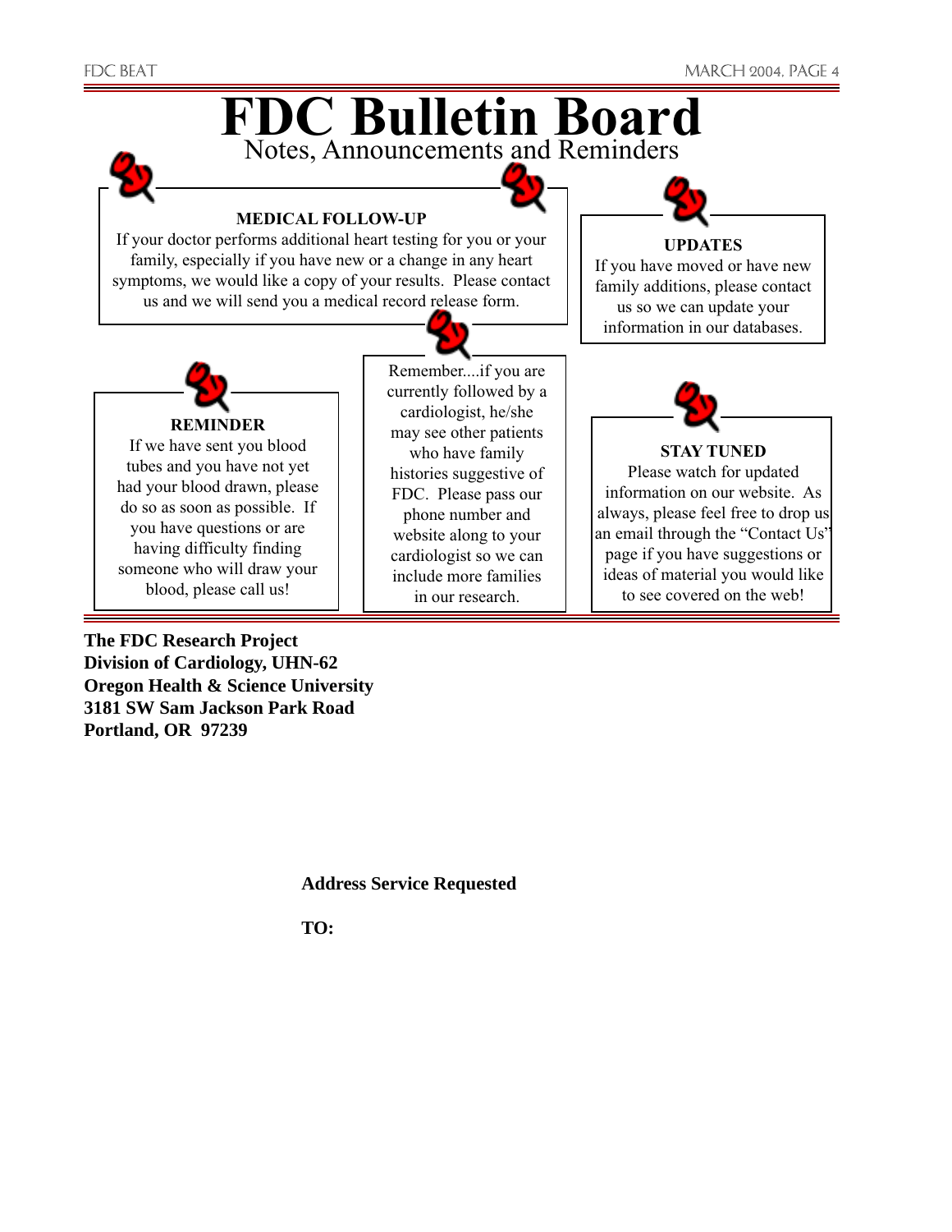# FDC Bulletin Board

Notes, Announcements and Reminders

**MEDICAL FOLLOW-UP**

If your doctor performs additional heart testing for you or your family, especially if you have new or a change in any heart symptoms, we would like a copy of your results. Please contact us and we will send you a medical record release form.

**UPDATES**

If you have moved or have new family additions, please contact us so we can update your information in our databases.

**REMINDER**

If we have sent you blood tubes and you have not yet had your blood drawn, please do so as soon as possible. If you have questions or are having difficulty finding someone who will draw your blood, please call us!

Remember....if you are currently followed by a cardiologist, he/she may see other patients who have family histories suggestive of FDC. Please pass our phone number and website along to your cardiologist so we can include more families in our research.

**STAY TUNED**

Please watch for updated information on our website. As always, please feel free to drop us an email through the "Contact Us" page if you have suggestions or ideas of material you would like to see covered on the web!

**The FDC Research Project**
**Division of Cardiology, UHN-62**
**Oregon Health & Science University**
**3181 SW Sam Jackson Park Road**
**Portland, OR 97239**

**Address Service Requested**

**TO:**